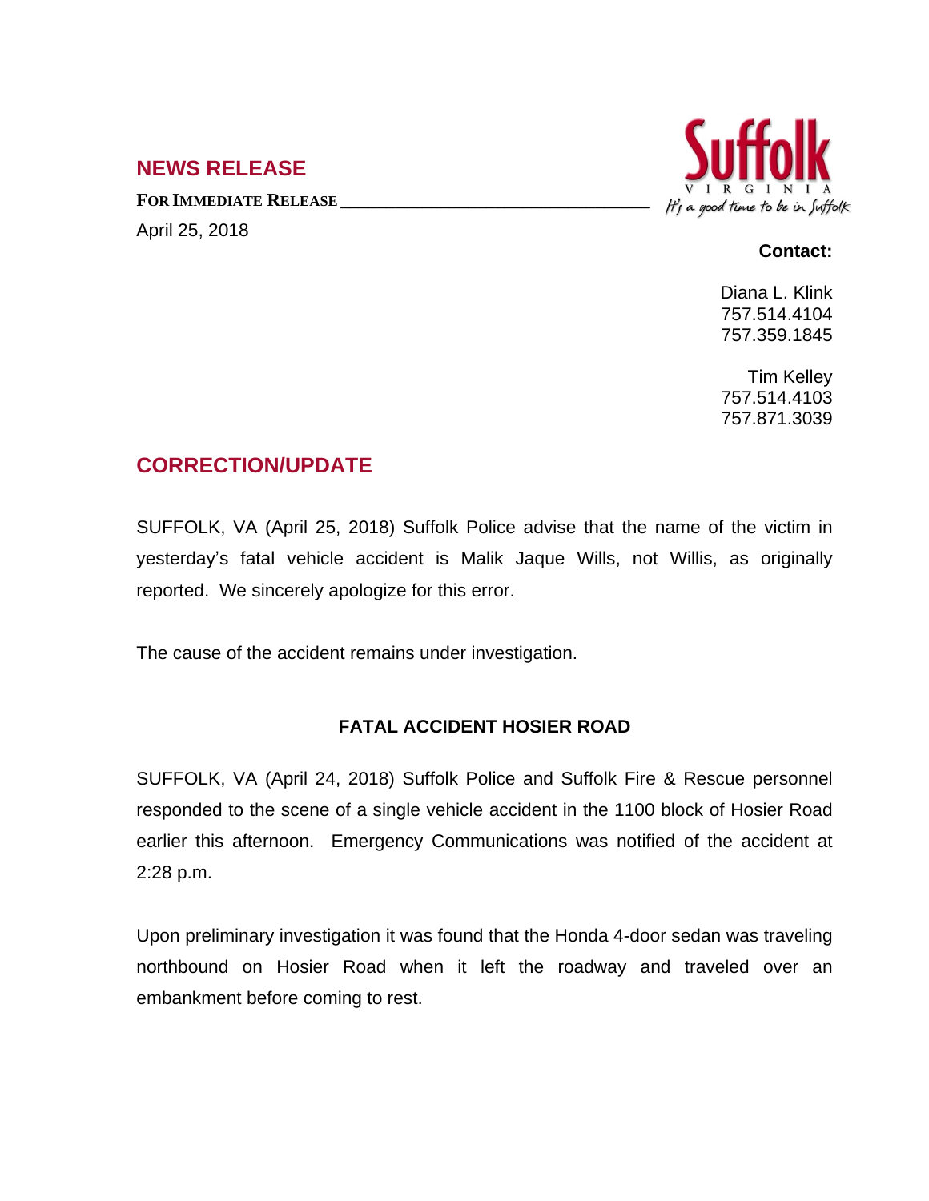## NEWS RELEASE

**FOR IMMEDIATE RELEASE**

April 25, 2018

Suffolk VIRGINIA
*It's a good time to be in Suffolk*

**Contact:**

Diana L. Klink
757.514.4104
757.359.1845

Tim Kelley
757.514.4103
757.871.3039

## CORRECTION/UPDATE

SUFFOLK, VA (April 25, 2018) Suffolk Police advise that the name of the victim in yesterday's fatal vehicle accident is Malik Jaque Wills, not Willis, as originally reported. We sincerely apologize for this error.

The cause of the accident remains under investigation.

### FATAL ACCIDENT HOSIER ROAD

SUFFOLK, VA (April 24, 2018) Suffolk Police and Suffolk Fire & Rescue personnel responded to the scene of a single vehicle accident in the 1100 block of Hosier Road earlier this afternoon. Emergency Communications was notified of the accident at 2:28 p.m.

Upon preliminary investigation it was found that the Honda 4-door sedan was traveling northbound on Hosier Road when it left the roadway and traveled over an embankment before coming to rest.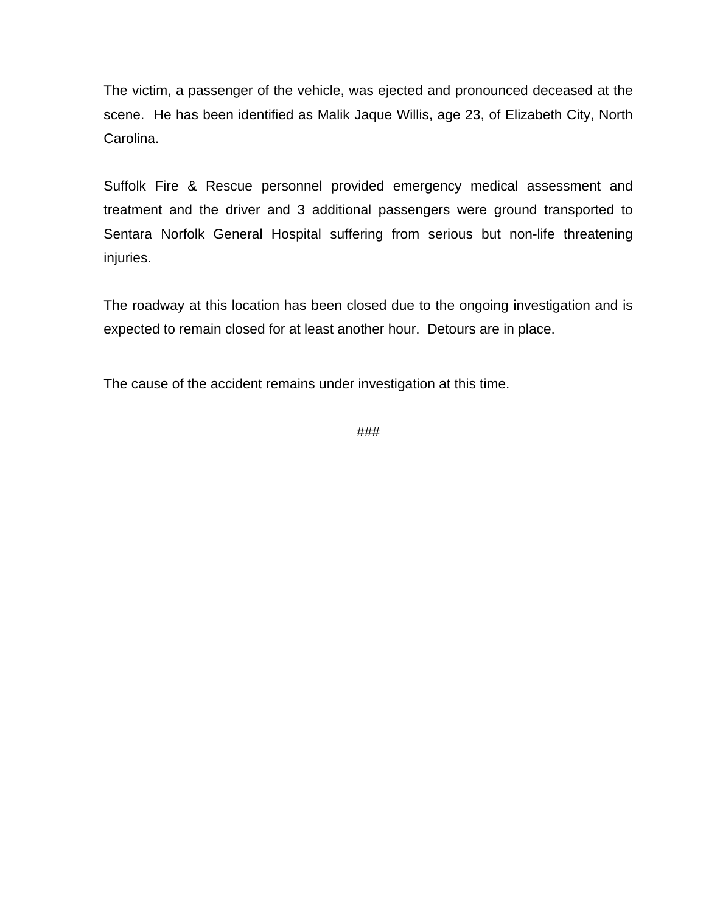The victim, a passenger of the vehicle, was ejected and pronounced deceased at the scene. He has been identified as Malik Jaque Willis, age 23, of Elizabeth City, North Carolina.

Suffolk Fire & Rescue personnel provided emergency medical assessment and treatment and the driver and 3 additional passengers were ground transported to Sentara Norfolk General Hospital suffering from serious but non-life threatening injuries.

The roadway at this location has been closed due to the ongoing investigation and is expected to remain closed for at least another hour. Detours are in place.

The cause of the accident remains under investigation at this time.

###